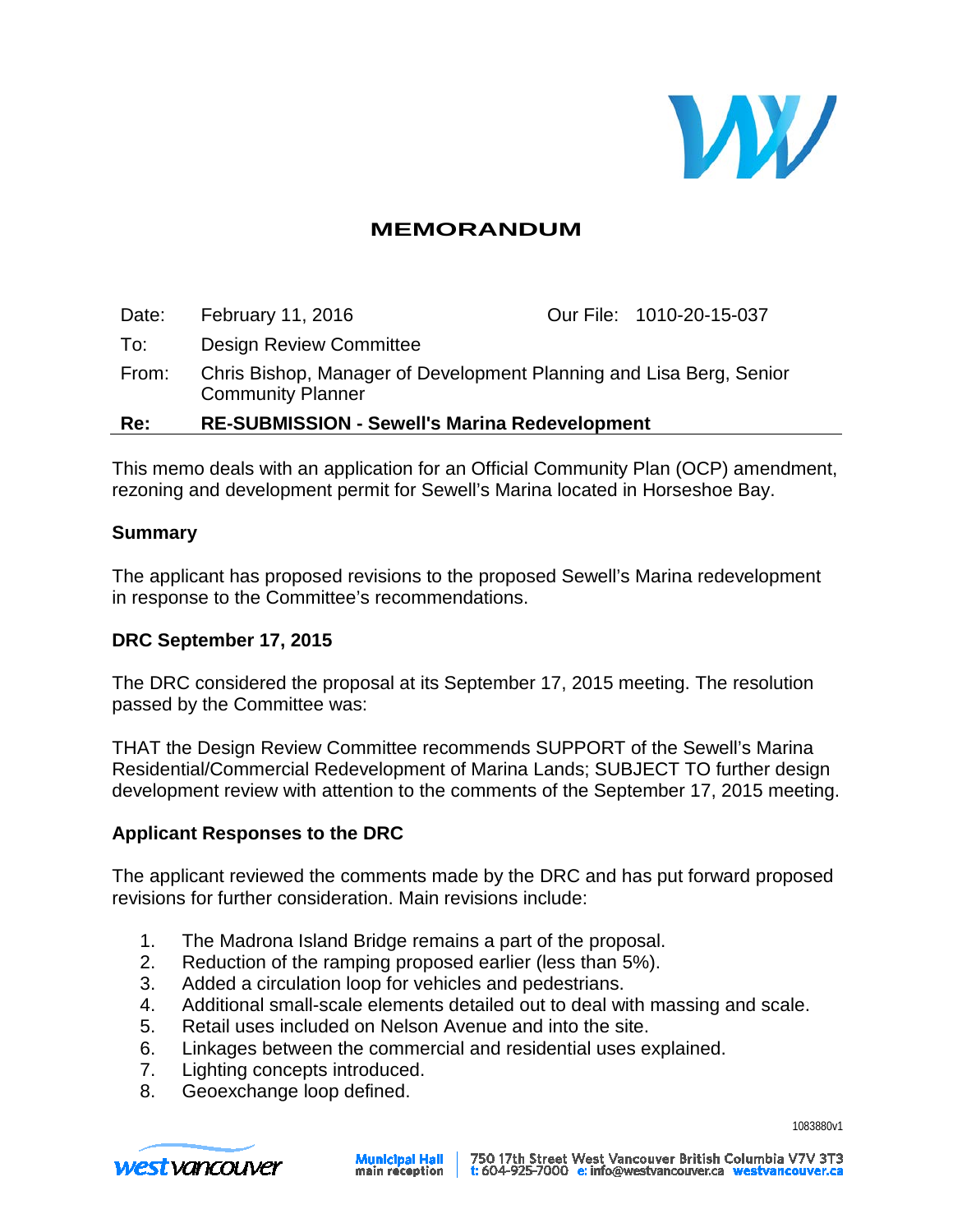# MEMORANDUM

| | | | |
|---|---|---|---|
| Date: | February 11, 2016 | Our File: | 1010-20-15-037 |
| To: | Design Review Committee | | |
| From: | Chris Bishop, Manager of Development Planning and Lisa Berg, Senior Community Planner | | |
| **Re:** | **RE-SUBMISSION - Sewell's Marina Redevelopment** | | |

This memo deals with an application for an Official Community Plan (OCP) amendment, rezoning and development permit for Sewell's Marina located in Horseshoe Bay.

## Summary

The applicant has proposed revisions to the proposed Sewell's Marina redevelopment in response to the Committee's recommendations.

## DRC September 17, 2015

The DRC considered the proposal at its September 17, 2015 meeting. The resolution passed by the Committee was:

THAT the Design Review Committee recommends SUPPORT of the Sewell's Marina Residential/Commercial Redevelopment of Marina Lands; SUBJECT TO further design development review with attention to the comments of the September 17, 2015 meeting.

## Applicant Responses to the DRC

The applicant reviewed the comments made by the DRC and has put forward proposed revisions for further consideration. Main revisions include:

1. The Madrona Island Bridge remains a part of the proposal.
2. Reduction of the ramping proposed earlier (less than 5%).
3. Added a circulation loop for vehicles and pedestrians.
4. Additional small-scale elements detailed out to deal with massing and scale.
5. Retail uses included on Nelson Avenue and into the site.
6. Linkages between the commercial and residential uses explained.
7. Lighting concepts introduced.
8. Geoexchange loop defined.

1083880v1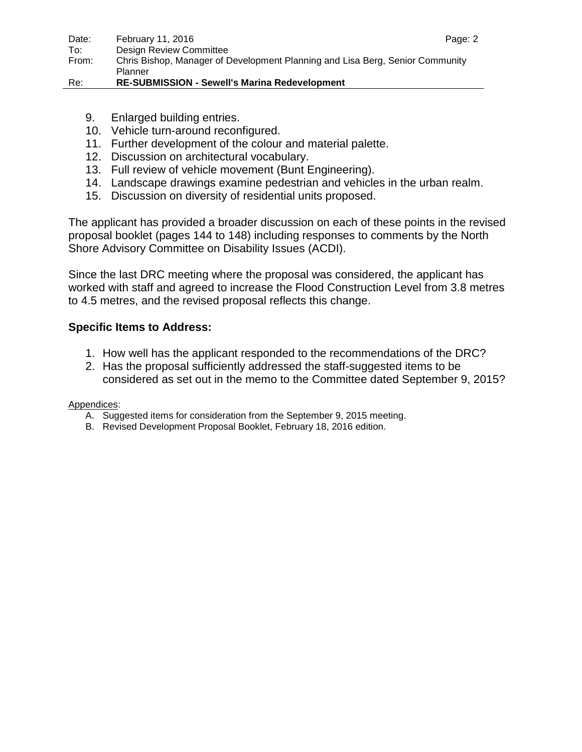9. Enlarged building entries.
10. Vehicle turn-around reconfigured.
11. Further development of the colour and material palette.
12. Discussion on architectural vocabulary.
13. Full review of vehicle movement (Bunt Engineering).
14. Landscape drawings examine pedestrian and vehicles in the urban realm.
15. Discussion on diversity of residential units proposed.

The applicant has provided a broader discussion on each of these points in the revised proposal booklet (pages 144 to 148) including responses to comments by the North Shore Advisory Committee on Disability Issues (ACDI).

Since the last DRC meeting where the proposal was considered, the applicant has worked with staff and agreed to increase the Flood Construction Level from 3.8 metres to 4.5 metres, and the revised proposal reflects this change.

**Specific Items to Address:**

1. How well has the applicant responded to the recommendations of the DRC?
2. Has the proposal sufficiently addressed the staff-suggested items to be considered as set out in the memo to the Committee dated September 9, 2015?

Appendices:

A. Suggested items for consideration from the September 9, 2015 meeting.
B. Revised Development Proposal Booklet, February 18, 2016 edition.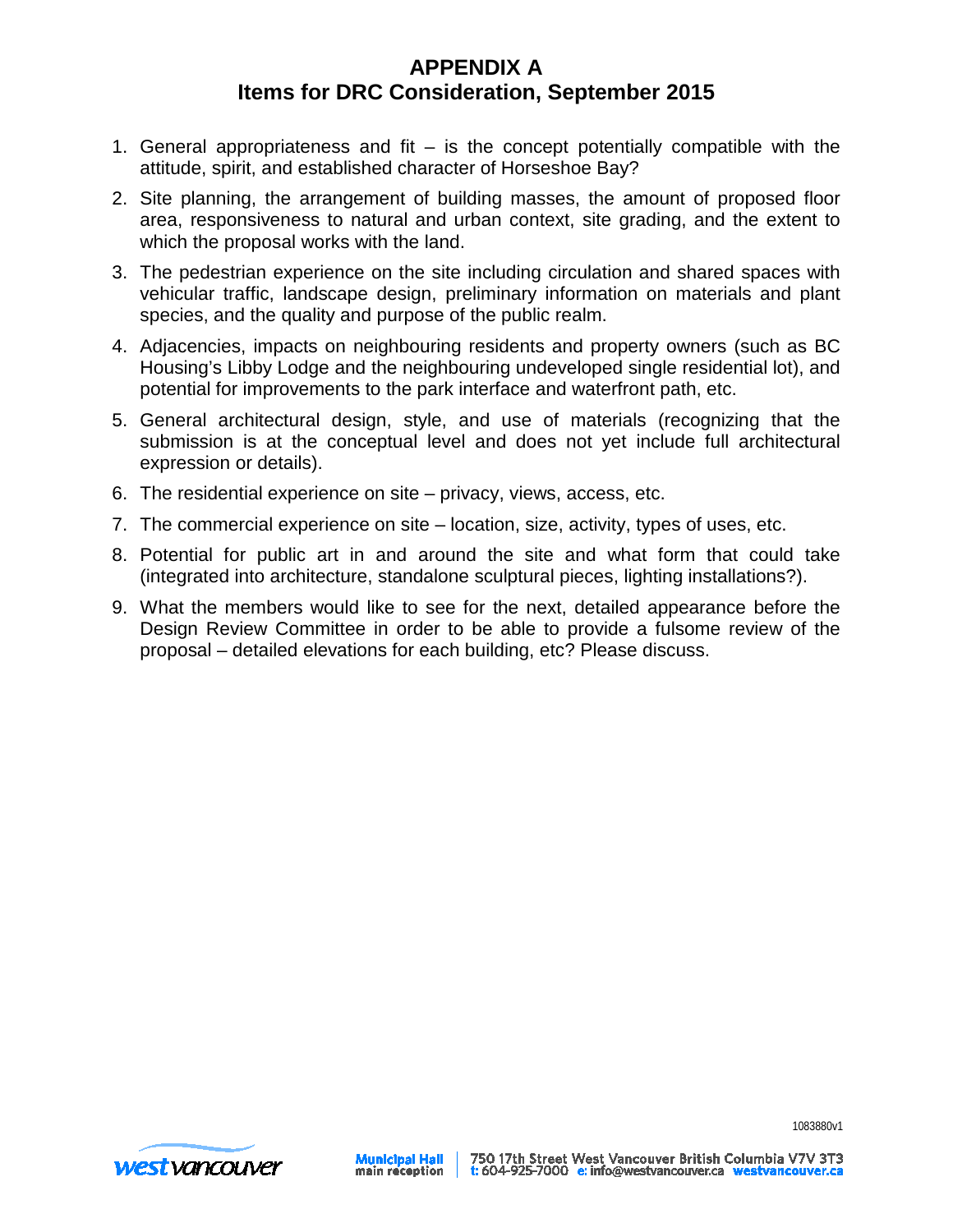# APPENDIX A
## Items for DRC Consideration, September 2015

1. General appropriateness and fit – is the concept potentially compatible with the attitude, spirit, and established character of Horseshoe Bay?
2. Site planning, the arrangement of building masses, the amount of proposed floor area, responsiveness to natural and urban context, site grading, and the extent to which the proposal works with the land.
3. The pedestrian experience on the site including circulation and shared spaces with vehicular traffic, landscape design, preliminary information on materials and plant species, and the quality and purpose of the public realm.
4. Adjacencies, impacts on neighbouring residents and property owners (such as BC Housing's Libby Lodge and the neighbouring undeveloped single residential lot), and potential for improvements to the park interface and waterfront path, etc.
5. General architectural design, style, and use of materials (recognizing that the submission is at the conceptual level and does not yet include full architectural expression or details).
6. The residential experience on site – privacy, views, access, etc.
7. The commercial experience on site – location, size, activity, types of uses, etc.
8. Potential for public art in and around the site and what form that could take (integrated into architecture, standalone sculptural pieces, lighting installations?).
9. What the members would like to see for the next, detailed appearance before the Design Review Committee in order to be able to provide a fulsome review of the proposal – detailed elevations for each building, etc? Please discuss.

1083880v1

westvancouver

Municipal Hall main reception | 750 17th Street West Vancouver British Columbia V7V 3T3 t: 604-925-7000 e: info@westvancouver.ca westvancouver.ca